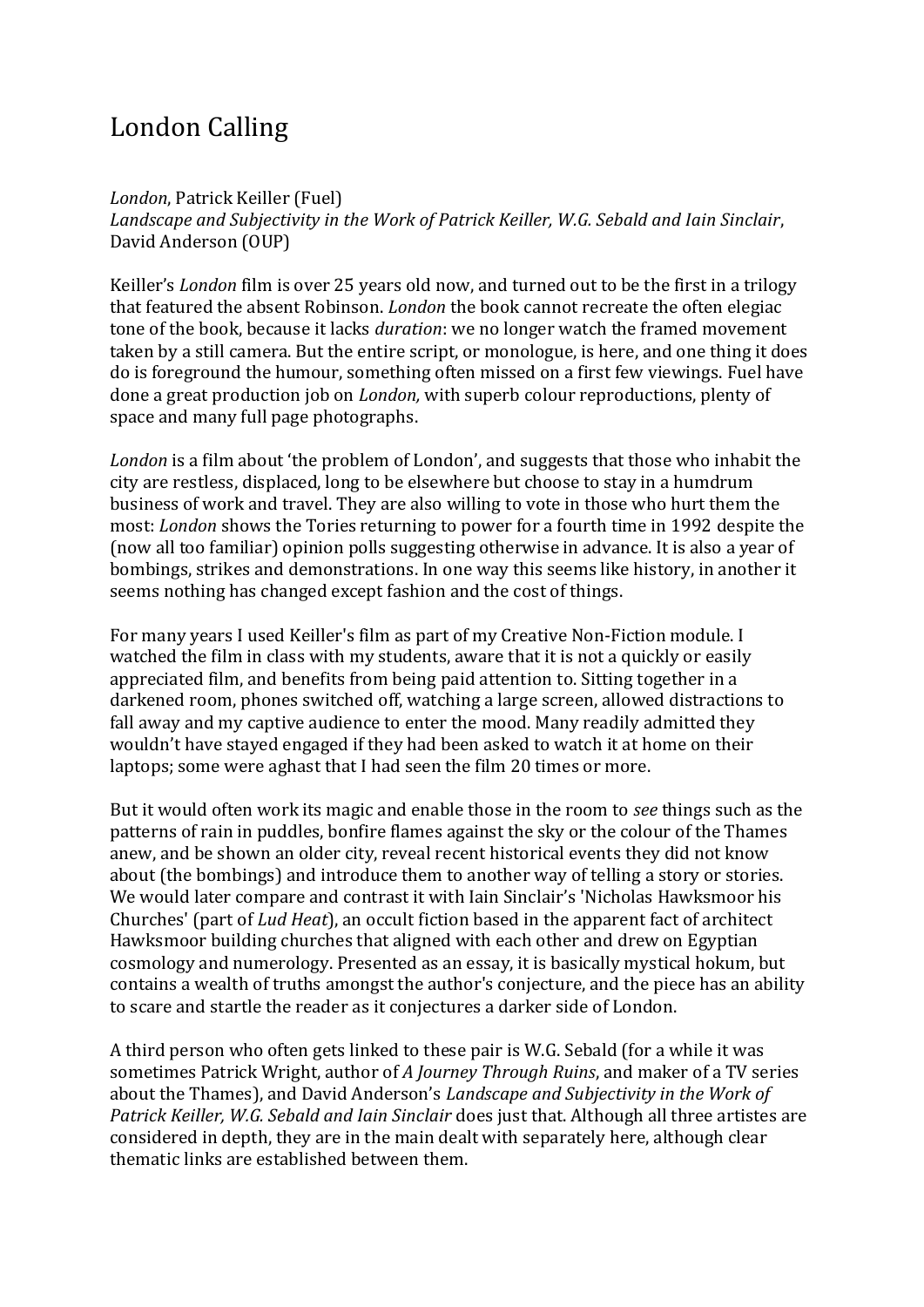# London Calling

*London*, Patrick Keiller (Fuel)
*Landscape and Subjectivity in the Work of Patrick Keiller, W.G. Sebald and Iain Sinclair*, David Anderson (OUP)

Keiller's *London* film is over 25 years old now, and turned out to be the first in a trilogy that featured the absent Robinson. *London* the book cannot recreate the often elegiac tone of the book, because it lacks *duration*: we no longer watch the framed movement taken by a still camera. But the entire script, or monologue, is here, and one thing it does do is foreground the humour, something often missed on a first few viewings. Fuel have done a great production job on *London,* with superb colour reproductions, plenty of space and many full page photographs.

*London* is a film about 'the problem of London', and suggests that those who inhabit the city are restless, displaced, long to be elsewhere but choose to stay in a humdrum business of work and travel. They are also willing to vote in those who hurt them the most: *London* shows the Tories returning to power for a fourth time in 1992 despite the (now all too familiar) opinion polls suggesting otherwise in advance. It is also a year of bombings, strikes and demonstrations. In one way this seems like history, in another it seems nothing has changed except fashion and the cost of things.

For many years I used Keiller's film as part of my Creative Non-Fiction module. I watched the film in class with my students, aware that it is not a quickly or easily appreciated film, and benefits from being paid attention to. Sitting together in a darkened room, phones switched off, watching a large screen, allowed distractions to fall away and my captive audience to enter the mood. Many readily admitted they wouldn't have stayed engaged if they had been asked to watch it at home on their laptops; some were aghast that I had seen the film 20 times or more.

But it would often work its magic and enable those in the room to *see* things such as the patterns of rain in puddles, bonfire flames against the sky or the colour of the Thames anew, and be shown an older city, reveal recent historical events they did not know about (the bombings) and introduce them to another way of telling a story or stories. We would later compare and contrast it with Iain Sinclair's 'Nicholas Hawksmoor his Churches' (part of *Lud Heat*), an occult fiction based in the apparent fact of architect Hawksmoor building churches that aligned with each other and drew on Egyptian cosmology and numerology. Presented as an essay, it is basically mystical hokum, but contains a wealth of truths amongst the author's conjecture, and the piece has an ability to scare and startle the reader as it conjectures a darker side of London.

A third person who often gets linked to these pair is W.G. Sebald (for a while it was sometimes Patrick Wright, author of *A Journey Through Ruins*, and maker of a TV series about the Thames), and David Anderson's *Landscape and Subjectivity in the Work of Patrick Keiller, W.G. Sebald and Iain Sinclair* does just that. Although all three artistes are considered in depth, they are in the main dealt with separately here, although clear thematic links are established between them.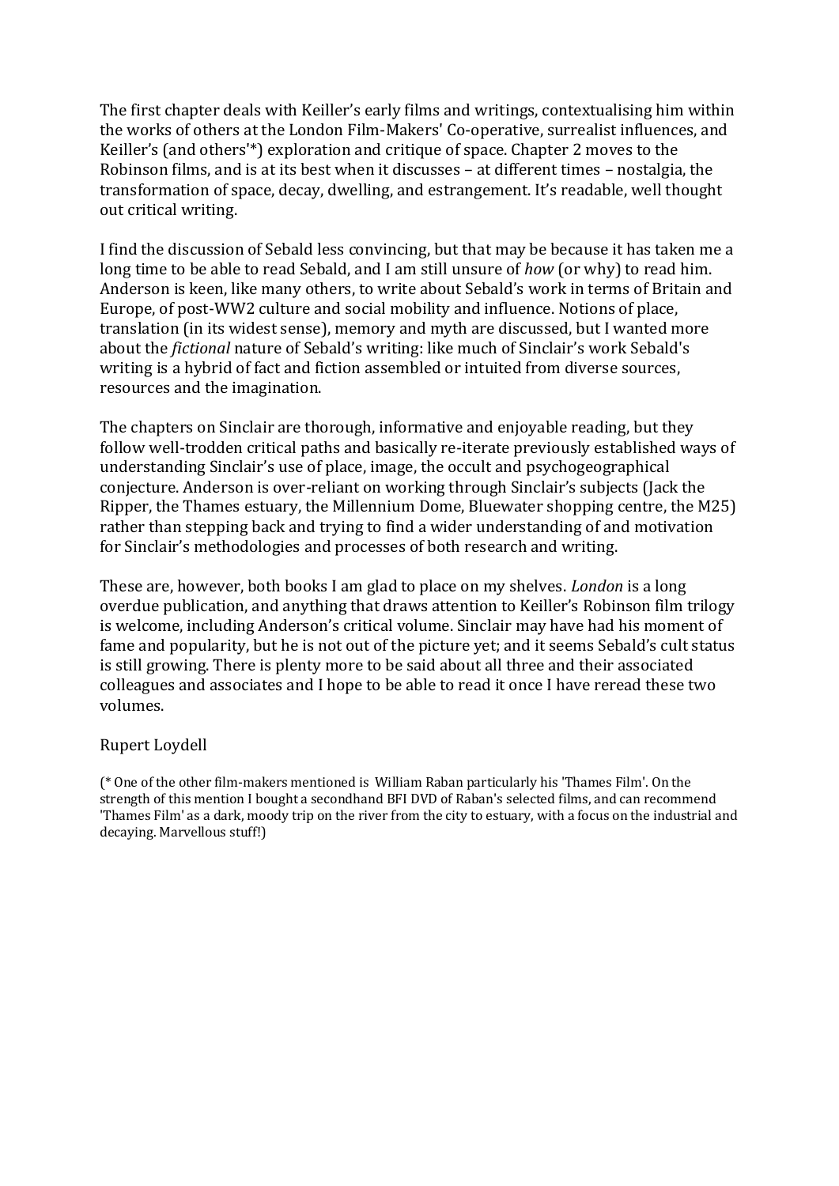The first chapter deals with Keiller's early films and writings, contextualising him within the works of others at the London Film-Makers' Co-operative, surrealist influences, and Keiller's (and others'*) exploration and critique of space. Chapter 2 moves to the Robinson films, and is at its best when it discusses – at different times – nostalgia, the transformation of space, decay, dwelling, and estrangement. It's readable, well thought out critical writing.

I find the discussion of Sebald less convincing, but that may be because it has taken me a long time to be able to read Sebald, and I am still unsure of *how* (or why) to read him. Anderson is keen, like many others, to write about Sebald's work in terms of Britain and Europe, of post-WW2 culture and social mobility and influence. Notions of place, translation (in its widest sense), memory and myth are discussed, but I wanted more about the *fictional* nature of Sebald's writing: like much of Sinclair's work Sebald's writing is a hybrid of fact and fiction assembled or intuited from diverse sources, resources and the imagination.

The chapters on Sinclair are thorough, informative and enjoyable reading, but they follow well-trodden critical paths and basically re-iterate previously established ways of understanding Sinclair's use of place, image, the occult and psychogeographical conjecture. Anderson is over-reliant on working through Sinclair's subjects (Jack the Ripper, the Thames estuary, the Millennium Dome, Bluewater shopping centre, the M25) rather than stepping back and trying to find a wider understanding of and motivation for Sinclair's methodologies and processes of both research and writing.

These are, however, both books I am glad to place on my shelves. *London* is a long overdue publication, and anything that draws attention to Keiller's Robinson film trilogy is welcome, including Anderson's critical volume. Sinclair may have had his moment of fame and popularity, but he is not out of the picture yet; and it seems Sebald's cult status is still growing. There is plenty more to be said about all three and their associated colleagues and associates and I hope to be able to read it once I have reread these two volumes.

Rupert Loydell

(* One of the other film-makers mentioned is William Raban particularly his 'Thames Film'. On the strength of this mention I bought a secondhand BFI DVD of Raban's selected films, and can recommend 'Thames Film' as a dark, moody trip on the river from the city to estuary, with a focus on the industrial and decaying. Marvellous stuff!)